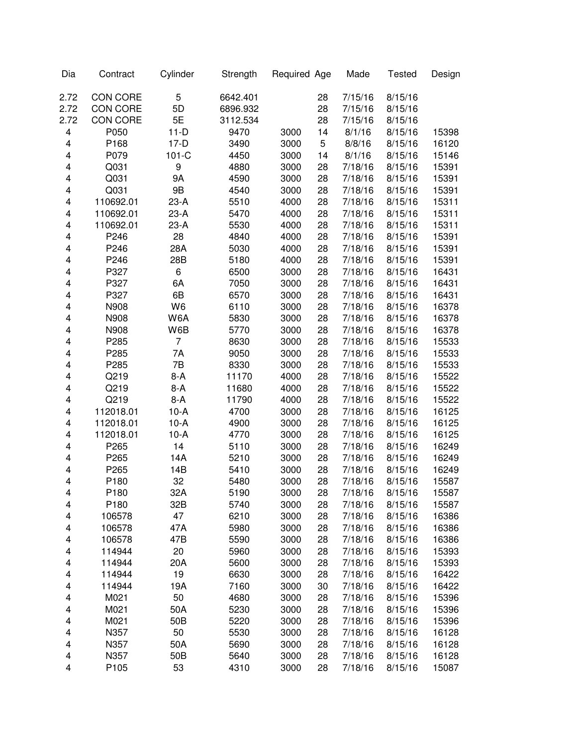| Dia | Contract | Cylinder | Strength | Required | Age | Made | Tested | Design |
|---|---|---|---|---|---|---|---|---|
| 2.72 | CON CORE | 5 | 6642.401 | | 28 | 7/15/16 | 8/15/16 | |
| 2.72 | CON CORE | 5D | 6896.932 | | 28 | 7/15/16 | 8/15/16 | |
| 2.72 | CON CORE | 5E | 3112.534 | | 28 | 7/15/16 | 8/15/16 | |
| 4 | P050 | 11-D | 9470 | 3000 | 14 | 8/1/16 | 8/15/16 | 15398 |
| 4 | P168 | 17-D | 3490 | 3000 | 5 | 8/8/16 | 8/15/16 | 16120 |
| 4 | P079 | 101-C | 4450 | 3000 | 14 | 8/1/16 | 8/15/16 | 15146 |
| 4 | Q031 | 9 | 4880 | 3000 | 28 | 7/18/16 | 8/15/16 | 15391 |
| 4 | Q031 | 9A | 4590 | 3000 | 28 | 7/18/16 | 8/15/16 | 15391 |
| 4 | Q031 | 9B | 4540 | 3000 | 28 | 7/18/16 | 8/15/16 | 15391 |
| 4 | 110692.01 | 23-A | 5510 | 4000 | 28 | 7/18/16 | 8/15/16 | 15311 |
| 4 | 110692.01 | 23-A | 5470 | 4000 | 28 | 7/18/16 | 8/15/16 | 15311 |
| 4 | 110692.01 | 23-A | 5530 | 4000 | 28 | 7/18/16 | 8/15/16 | 15311 |
| 4 | P246 | 28 | 4840 | 4000 | 28 | 7/18/16 | 8/15/16 | 15391 |
| 4 | P246 | 28A | 5030 | 4000 | 28 | 7/18/16 | 8/15/16 | 15391 |
| 4 | P246 | 28B | 5180 | 4000 | 28 | 7/18/16 | 8/15/16 | 15391 |
| 4 | P327 | 6 | 6500 | 3000 | 28 | 7/18/16 | 8/15/16 | 16431 |
| 4 | P327 | 6A | 7050 | 3000 | 28 | 7/18/16 | 8/15/16 | 16431 |
| 4 | P327 | 6B | 6570 | 3000 | 28 | 7/18/16 | 8/15/16 | 16431 |
| 4 | N908 | W6 | 6110 | 3000 | 28 | 7/18/16 | 8/15/16 | 16378 |
| 4 | N908 | W6A | 5830 | 3000 | 28 | 7/18/16 | 8/15/16 | 16378 |
| 4 | N908 | W6B | 5770 | 3000 | 28 | 7/18/16 | 8/15/16 | 16378 |
| 4 | P285 | 7 | 8630 | 3000 | 28 | 7/18/16 | 8/15/16 | 15533 |
| 4 | P285 | 7A | 9050 | 3000 | 28 | 7/18/16 | 8/15/16 | 15533 |
| 4 | P285 | 7B | 8330 | 3000 | 28 | 7/18/16 | 8/15/16 | 15533 |
| 4 | Q219 | 8-A | 11170 | 4000 | 28 | 7/18/16 | 8/15/16 | 15522 |
| 4 | Q219 | 8-A | 11680 | 4000 | 28 | 7/18/16 | 8/15/16 | 15522 |
| 4 | Q219 | 8-A | 11790 | 4000 | 28 | 7/18/16 | 8/15/16 | 15522 |
| 4 | 112018.01 | 10-A | 4700 | 3000 | 28 | 7/18/16 | 8/15/16 | 16125 |
| 4 | 112018.01 | 10-A | 4900 | 3000 | 28 | 7/18/16 | 8/15/16 | 16125 |
| 4 | 112018.01 | 10-A | 4770 | 3000 | 28 | 7/18/16 | 8/15/16 | 16125 |
| 4 | P265 | 14 | 5110 | 3000 | 28 | 7/18/16 | 8/15/16 | 16249 |
| 4 | P265 | 14A | 5210 | 3000 | 28 | 7/18/16 | 8/15/16 | 16249 |
| 4 | P265 | 14B | 5410 | 3000 | 28 | 7/18/16 | 8/15/16 | 16249 |
| 4 | P180 | 32 | 5480 | 3000 | 28 | 7/18/16 | 8/15/16 | 15587 |
| 4 | P180 | 32A | 5190 | 3000 | 28 | 7/18/16 | 8/15/16 | 15587 |
| 4 | P180 | 32B | 5740 | 3000 | 28 | 7/18/16 | 8/15/16 | 15587 |
| 4 | 106578 | 47 | 6210 | 3000 | 28 | 7/18/16 | 8/15/16 | 16386 |
| 4 | 106578 | 47A | 5980 | 3000 | 28 | 7/18/16 | 8/15/16 | 16386 |
| 4 | 106578 | 47B | 5590 | 3000 | 28 | 7/18/16 | 8/15/16 | 16386 |
| 4 | 114944 | 20 | 5960 | 3000 | 28 | 7/18/16 | 8/15/16 | 15393 |
| 4 | 114944 | 20A | 5600 | 3000 | 28 | 7/18/16 | 8/15/16 | 15393 |
| 4 | 114944 | 19 | 6630 | 3000 | 28 | 7/18/16 | 8/15/16 | 16422 |
| 4 | 114944 | 19A | 7160 | 3000 | 30 | 7/18/16 | 8/15/16 | 16422 |
| 4 | M021 | 50 | 4680 | 3000 | 28 | 7/18/16 | 8/15/16 | 15396 |
| 4 | M021 | 50A | 5230 | 3000 | 28 | 7/18/16 | 8/15/16 | 15396 |
| 4 | M021 | 50B | 5220 | 3000 | 28 | 7/18/16 | 8/15/16 | 15396 |
| 4 | N357 | 50 | 5530 | 3000 | 28 | 7/18/16 | 8/15/16 | 16128 |
| 4 | N357 | 50A | 5690 | 3000 | 28 | 7/18/16 | 8/15/16 | 16128 |
| 4 | N357 | 50B | 5640 | 3000 | 28 | 7/18/16 | 8/15/16 | 16128 |
| 4 | P105 | 53 | 4310 | 3000 | 28 | 7/18/16 | 8/15/16 | 15087 |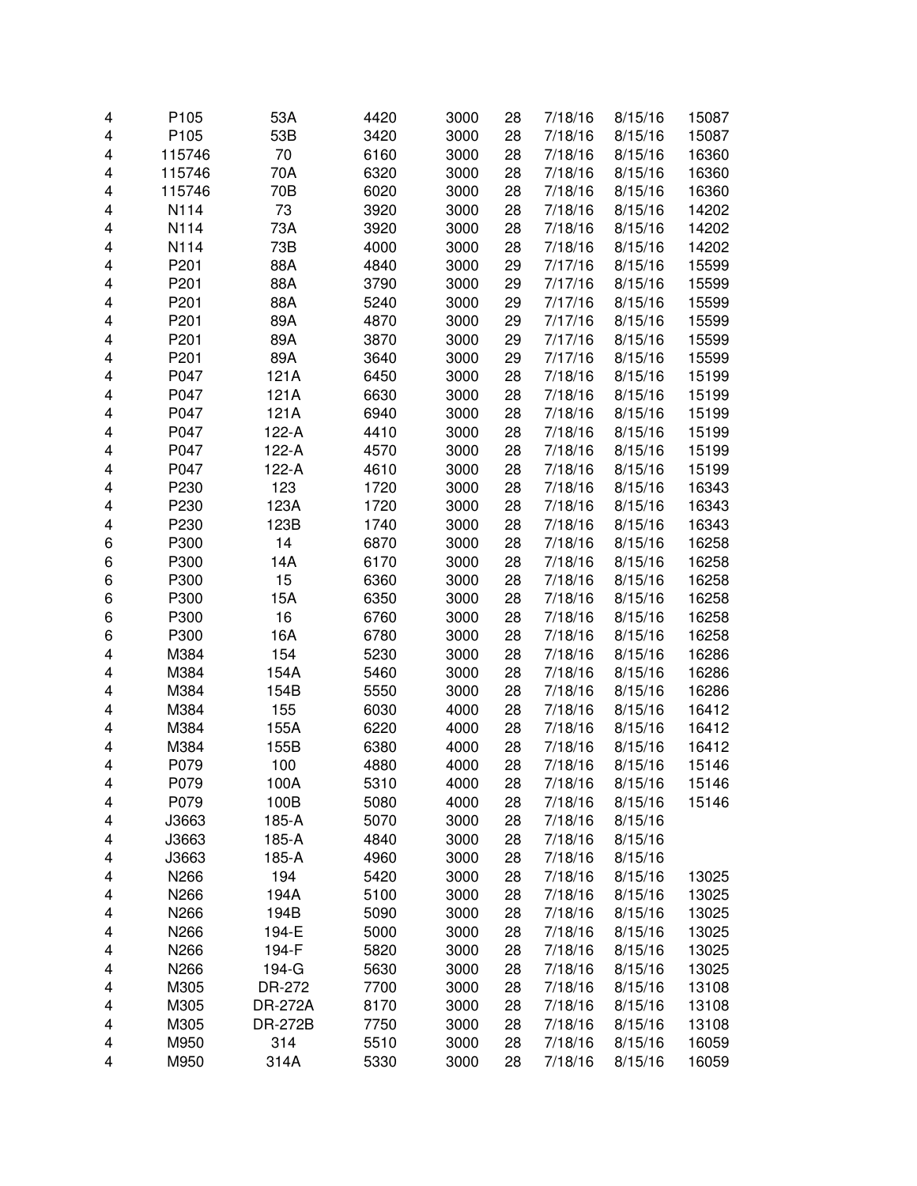| | | | | | | | | |
|---|---|---|---|---|---|---|---|---|
| 4 | P105 | 53A | 4420 | 3000 | 28 | 7/18/16 | 8/15/16 | 15087 |
| 4 | P105 | 53B | 3420 | 3000 | 28 | 7/18/16 | 8/15/16 | 15087 |
| 4 | 115746 | 70 | 6160 | 3000 | 28 | 7/18/16 | 8/15/16 | 16360 |
| 4 | 115746 | 70A | 6320 | 3000 | 28 | 7/18/16 | 8/15/16 | 16360 |
| 4 | 115746 | 70B | 6020 | 3000 | 28 | 7/18/16 | 8/15/16 | 16360 |
| 4 | N114 | 73 | 3920 | 3000 | 28 | 7/18/16 | 8/15/16 | 14202 |
| 4 | N114 | 73A | 3920 | 3000 | 28 | 7/18/16 | 8/15/16 | 14202 |
| 4 | N114 | 73B | 4000 | 3000 | 28 | 7/18/16 | 8/15/16 | 14202 |
| 4 | P201 | 88A | 4840 | 3000 | 29 | 7/17/16 | 8/15/16 | 15599 |
| 4 | P201 | 88A | 3790 | 3000 | 29 | 7/17/16 | 8/15/16 | 15599 |
| 4 | P201 | 88A | 5240 | 3000 | 29 | 7/17/16 | 8/15/16 | 15599 |
| 4 | P201 | 89A | 4870 | 3000 | 29 | 7/17/16 | 8/15/16 | 15599 |
| 4 | P201 | 89A | 3870 | 3000 | 29 | 7/17/16 | 8/15/16 | 15599 |
| 4 | P201 | 89A | 3640 | 3000 | 29 | 7/17/16 | 8/15/16 | 15599 |
| 4 | P047 | 121A | 6450 | 3000 | 28 | 7/18/16 | 8/15/16 | 15199 |
| 4 | P047 | 121A | 6630 | 3000 | 28 | 7/18/16 | 8/15/16 | 15199 |
| 4 | P047 | 121A | 6940 | 3000 | 28 | 7/18/16 | 8/15/16 | 15199 |
| 4 | P047 | 122-A | 4410 | 3000 | 28 | 7/18/16 | 8/15/16 | 15199 |
| 4 | P047 | 122-A | 4570 | 3000 | 28 | 7/18/16 | 8/15/16 | 15199 |
| 4 | P047 | 122-A | 4610 | 3000 | 28 | 7/18/16 | 8/15/16 | 15199 |
| 4 | P230 | 123 | 1720 | 3000 | 28 | 7/18/16 | 8/15/16 | 16343 |
| 4 | P230 | 123A | 1720 | 3000 | 28 | 7/18/16 | 8/15/16 | 16343 |
| 4 | P230 | 123B | 1740 | 3000 | 28 | 7/18/16 | 8/15/16 | 16343 |
| 6 | P300 | 14 | 6870 | 3000 | 28 | 7/18/16 | 8/15/16 | 16258 |
| 6 | P300 | 14A | 6170 | 3000 | 28 | 7/18/16 | 8/15/16 | 16258 |
| 6 | P300 | 15 | 6360 | 3000 | 28 | 7/18/16 | 8/15/16 | 16258 |
| 6 | P300 | 15A | 6350 | 3000 | 28 | 7/18/16 | 8/15/16 | 16258 |
| 6 | P300 | 16 | 6760 | 3000 | 28 | 7/18/16 | 8/15/16 | 16258 |
| 6 | P300 | 16A | 6780 | 3000 | 28 | 7/18/16 | 8/15/16 | 16258 |
| 4 | M384 | 154 | 5230 | 3000 | 28 | 7/18/16 | 8/15/16 | 16286 |
| 4 | M384 | 154A | 5460 | 3000 | 28 | 7/18/16 | 8/15/16 | 16286 |
| 4 | M384 | 154B | 5550 | 3000 | 28 | 7/18/16 | 8/15/16 | 16286 |
| 4 | M384 | 155 | 6030 | 4000 | 28 | 7/18/16 | 8/15/16 | 16412 |
| 4 | M384 | 155A | 6220 | 4000 | 28 | 7/18/16 | 8/15/16 | 16412 |
| 4 | M384 | 155B | 6380 | 4000 | 28 | 7/18/16 | 8/15/16 | 16412 |
| 4 | P079 | 100 | 4880 | 4000 | 28 | 7/18/16 | 8/15/16 | 15146 |
| 4 | P079 | 100A | 5310 | 4000 | 28 | 7/18/16 | 8/15/16 | 15146 |
| 4 | P079 | 100B | 5080 | 4000 | 28 | 7/18/16 | 8/15/16 | 15146 |
| 4 | J3663 | 185-A | 5070 | 3000 | 28 | 7/18/16 | 8/15/16 | |
| 4 | J3663 | 185-A | 4840 | 3000 | 28 | 7/18/16 | 8/15/16 | |
| 4 | J3663 | 185-A | 4960 | 3000 | 28 | 7/18/16 | 8/15/16 | |
| 4 | N266 | 194 | 5420 | 3000 | 28 | 7/18/16 | 8/15/16 | 13025 |
| 4 | N266 | 194A | 5100 | 3000 | 28 | 7/18/16 | 8/15/16 | 13025 |
| 4 | N266 | 194B | 5090 | 3000 | 28 | 7/18/16 | 8/15/16 | 13025 |
| 4 | N266 | 194-E | 5000 | 3000 | 28 | 7/18/16 | 8/15/16 | 13025 |
| 4 | N266 | 194-F | 5820 | 3000 | 28 | 7/18/16 | 8/15/16 | 13025 |
| 4 | N266 | 194-G | 5630 | 3000 | 28 | 7/18/16 | 8/15/16 | 13025 |
| 4 | M305 | DR-272 | 7700 | 3000 | 28 | 7/18/16 | 8/15/16 | 13108 |
| 4 | M305 | DR-272A | 8170 | 3000 | 28 | 7/18/16 | 8/15/16 | 13108 |
| 4 | M305 | DR-272B | 7750 | 3000 | 28 | 7/18/16 | 8/15/16 | 13108 |
| 4 | M950 | 314 | 5510 | 3000 | 28 | 7/18/16 | 8/15/16 | 16059 |
| 4 | M950 | 314A | 5330 | 3000 | 28 | 7/18/16 | 8/15/16 | 16059 |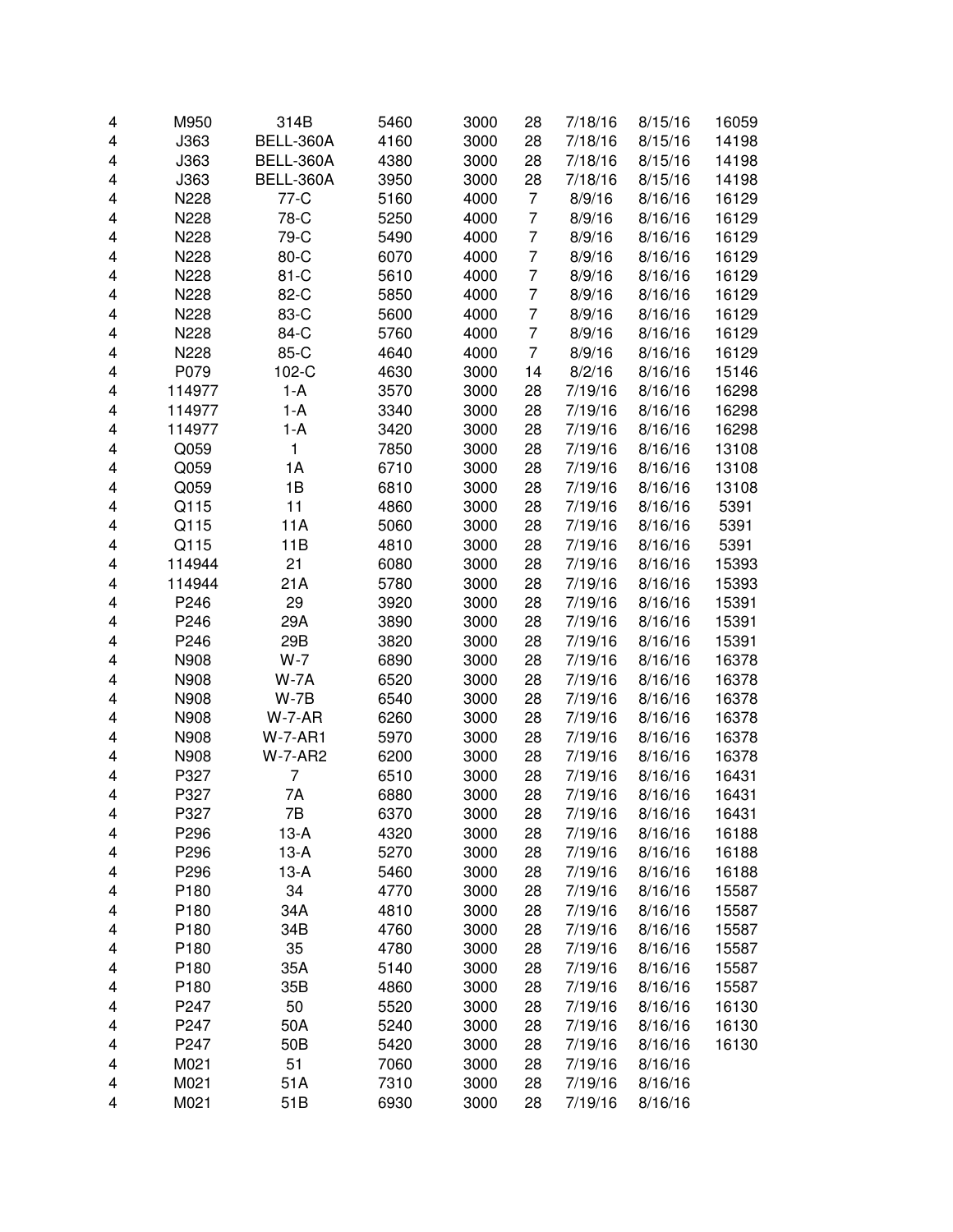| | | | | | | | | |
|---|---|---|---|---|---|---|---|---|
| 4 | M950 | 314B | 5460 | 3000 | 28 | 7/18/16 | 8/15/16 | 16059 |
| 4 | J363 | BELL-360A | 4160 | 3000 | 28 | 7/18/16 | 8/15/16 | 14198 |
| 4 | J363 | BELL-360A | 4380 | 3000 | 28 | 7/18/16 | 8/15/16 | 14198 |
| 4 | J363 | BELL-360A | 3950 | 3000 | 28 | 7/18/16 | 8/15/16 | 14198 |
| 4 | N228 | 77-C | 5160 | 4000 | 7 | 8/9/16 | 8/16/16 | 16129 |
| 4 | N228 | 78-C | 5250 | 4000 | 7 | 8/9/16 | 8/16/16 | 16129 |
| 4 | N228 | 79-C | 5490 | 4000 | 7 | 8/9/16 | 8/16/16 | 16129 |
| 4 | N228 | 80-C | 6070 | 4000 | 7 | 8/9/16 | 8/16/16 | 16129 |
| 4 | N228 | 81-C | 5610 | 4000 | 7 | 8/9/16 | 8/16/16 | 16129 |
| 4 | N228 | 82-C | 5850 | 4000 | 7 | 8/9/16 | 8/16/16 | 16129 |
| 4 | N228 | 83-C | 5600 | 4000 | 7 | 8/9/16 | 8/16/16 | 16129 |
| 4 | N228 | 84-C | 5760 | 4000 | 7 | 8/9/16 | 8/16/16 | 16129 |
| 4 | N228 | 85-C | 4640 | 4000 | 7 | 8/9/16 | 8/16/16 | 16129 |
| 4 | P079 | 102-C | 4630 | 3000 | 14 | 8/2/16 | 8/16/16 | 15146 |
| 4 | 114977 | 1-A | 3570 | 3000 | 28 | 7/19/16 | 8/16/16 | 16298 |
| 4 | 114977 | 1-A | 3340 | 3000 | 28 | 7/19/16 | 8/16/16 | 16298 |
| 4 | 114977 | 1-A | 3420 | 3000 | 28 | 7/19/16 | 8/16/16 | 16298 |
| 4 | Q059 | 1 | 7850 | 3000 | 28 | 7/19/16 | 8/16/16 | 13108 |
| 4 | Q059 | 1A | 6710 | 3000 | 28 | 7/19/16 | 8/16/16 | 13108 |
| 4 | Q059 | 1B | 6810 | 3000 | 28 | 7/19/16 | 8/16/16 | 13108 |
| 4 | Q115 | 11 | 4860 | 3000 | 28 | 7/19/16 | 8/16/16 | 5391 |
| 4 | Q115 | 11A | 5060 | 3000 | 28 | 7/19/16 | 8/16/16 | 5391 |
| 4 | Q115 | 11B | 4810 | 3000 | 28 | 7/19/16 | 8/16/16 | 5391 |
| 4 | 114944 | 21 | 6080 | 3000 | 28 | 7/19/16 | 8/16/16 | 15393 |
| 4 | 114944 | 21A | 5780 | 3000 | 28 | 7/19/16 | 8/16/16 | 15393 |
| 4 | P246 | 29 | 3920 | 3000 | 28 | 7/19/16 | 8/16/16 | 15391 |
| 4 | P246 | 29A | 3890 | 3000 | 28 | 7/19/16 | 8/16/16 | 15391 |
| 4 | P246 | 29B | 3820 | 3000 | 28 | 7/19/16 | 8/16/16 | 15391 |
| 4 | N908 | W-7 | 6890 | 3000 | 28 | 7/19/16 | 8/16/16 | 16378 |
| 4 | N908 | W-7A | 6520 | 3000 | 28 | 7/19/16 | 8/16/16 | 16378 |
| 4 | N908 | W-7B | 6540 | 3000 | 28 | 7/19/16 | 8/16/16 | 16378 |
| 4 | N908 | W-7-AR | 6260 | 3000 | 28 | 7/19/16 | 8/16/16 | 16378 |
| 4 | N908 | W-7-AR1 | 5970 | 3000 | 28 | 7/19/16 | 8/16/16 | 16378 |
| 4 | N908 | W-7-AR2 | 6200 | 3000 | 28 | 7/19/16 | 8/16/16 | 16378 |
| 4 | P327 | 7 | 6510 | 3000 | 28 | 7/19/16 | 8/16/16 | 16431 |
| 4 | P327 | 7A | 6880 | 3000 | 28 | 7/19/16 | 8/16/16 | 16431 |
| 4 | P327 | 7B | 6370 | 3000 | 28 | 7/19/16 | 8/16/16 | 16431 |
| 4 | P296 | 13-A | 4320 | 3000 | 28 | 7/19/16 | 8/16/16 | 16188 |
| 4 | P296 | 13-A | 5270 | 3000 | 28 | 7/19/16 | 8/16/16 | 16188 |
| 4 | P296 | 13-A | 5460 | 3000 | 28 | 7/19/16 | 8/16/16 | 16188 |
| 4 | P180 | 34 | 4770 | 3000 | 28 | 7/19/16 | 8/16/16 | 15587 |
| 4 | P180 | 34A | 4810 | 3000 | 28 | 7/19/16 | 8/16/16 | 15587 |
| 4 | P180 | 34B | 4760 | 3000 | 28 | 7/19/16 | 8/16/16 | 15587 |
| 4 | P180 | 35 | 4780 | 3000 | 28 | 7/19/16 | 8/16/16 | 15587 |
| 4 | P180 | 35A | 5140 | 3000 | 28 | 7/19/16 | 8/16/16 | 15587 |
| 4 | P180 | 35B | 4860 | 3000 | 28 | 7/19/16 | 8/16/16 | 15587 |
| 4 | P247 | 50 | 5520 | 3000 | 28 | 7/19/16 | 8/16/16 | 16130 |
| 4 | P247 | 50A | 5240 | 3000 | 28 | 7/19/16 | 8/16/16 | 16130 |
| 4 | P247 | 50B | 5420 | 3000 | 28 | 7/19/16 | 8/16/16 | 16130 |
| 4 | M021 | 51 | 7060 | 3000 | 28 | 7/19/16 | 8/16/16 | |
| 4 | M021 | 51A | 7310 | 3000 | 28 | 7/19/16 | 8/16/16 | |
| 4 | M021 | 51B | 6930 | 3000 | 28 | 7/19/16 | 8/16/16 | |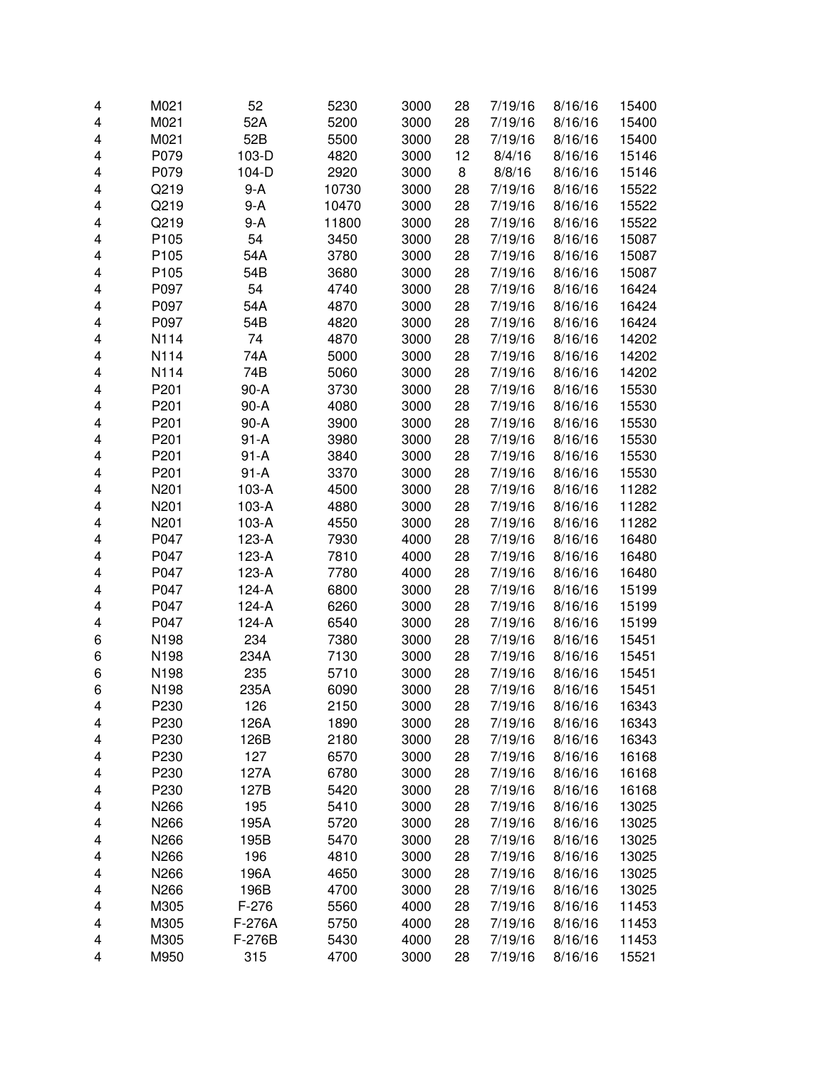| | | | | | | | | |
|---|---|---|---|---|---|---|---|---|
| 4 | M021 | 52 | 5230 | 3000 | 28 | 7/19/16 | 8/16/16 | 15400 |
| 4 | M021 | 52A | 5200 | 3000 | 28 | 7/19/16 | 8/16/16 | 15400 |
| 4 | M021 | 52B | 5500 | 3000 | 28 | 7/19/16 | 8/16/16 | 15400 |
| 4 | P079 | 103-D | 4820 | 3000 | 12 | 8/4/16 | 8/16/16 | 15146 |
| 4 | P079 | 104-D | 2920 | 3000 | 8 | 8/8/16 | 8/16/16 | 15146 |
| 4 | Q219 | 9-A | 10730 | 3000 | 28 | 7/19/16 | 8/16/16 | 15522 |
| 4 | Q219 | 9-A | 10470 | 3000 | 28 | 7/19/16 | 8/16/16 | 15522 |
| 4 | Q219 | 9-A | 11800 | 3000 | 28 | 7/19/16 | 8/16/16 | 15522 |
| 4 | P105 | 54 | 3450 | 3000 | 28 | 7/19/16 | 8/16/16 | 15087 |
| 4 | P105 | 54A | 3780 | 3000 | 28 | 7/19/16 | 8/16/16 | 15087 |
| 4 | P105 | 54B | 3680 | 3000 | 28 | 7/19/16 | 8/16/16 | 15087 |
| 4 | P097 | 54 | 4740 | 3000 | 28 | 7/19/16 | 8/16/16 | 16424 |
| 4 | P097 | 54A | 4870 | 3000 | 28 | 7/19/16 | 8/16/16 | 16424 |
| 4 | P097 | 54B | 4820 | 3000 | 28 | 7/19/16 | 8/16/16 | 16424 |
| 4 | N114 | 74 | 4870 | 3000 | 28 | 7/19/16 | 8/16/16 | 14202 |
| 4 | N114 | 74A | 5000 | 3000 | 28 | 7/19/16 | 8/16/16 | 14202 |
| 4 | N114 | 74B | 5060 | 3000 | 28 | 7/19/16 | 8/16/16 | 14202 |
| 4 | P201 | 90-A | 3730 | 3000 | 28 | 7/19/16 | 8/16/16 | 15530 |
| 4 | P201 | 90-A | 4080 | 3000 | 28 | 7/19/16 | 8/16/16 | 15530 |
| 4 | P201 | 90-A | 3900 | 3000 | 28 | 7/19/16 | 8/16/16 | 15530 |
| 4 | P201 | 91-A | 3980 | 3000 | 28 | 7/19/16 | 8/16/16 | 15530 |
| 4 | P201 | 91-A | 3840 | 3000 | 28 | 7/19/16 | 8/16/16 | 15530 |
| 4 | P201 | 91-A | 3370 | 3000 | 28 | 7/19/16 | 8/16/16 | 15530 |
| 4 | N201 | 103-A | 4500 | 3000 | 28 | 7/19/16 | 8/16/16 | 11282 |
| 4 | N201 | 103-A | 4880 | 3000 | 28 | 7/19/16 | 8/16/16 | 11282 |
| 4 | N201 | 103-A | 4550 | 3000 | 28 | 7/19/16 | 8/16/16 | 11282 |
| 4 | P047 | 123-A | 7930 | 4000 | 28 | 7/19/16 | 8/16/16 | 16480 |
| 4 | P047 | 123-A | 7810 | 4000 | 28 | 7/19/16 | 8/16/16 | 16480 |
| 4 | P047 | 123-A | 7780 | 4000 | 28 | 7/19/16 | 8/16/16 | 16480 |
| 4 | P047 | 124-A | 6800 | 3000 | 28 | 7/19/16 | 8/16/16 | 15199 |
| 4 | P047 | 124-A | 6260 | 3000 | 28 | 7/19/16 | 8/16/16 | 15199 |
| 4 | P047 | 124-A | 6540 | 3000 | 28 | 7/19/16 | 8/16/16 | 15199 |
| 6 | N198 | 234 | 7380 | 3000 | 28 | 7/19/16 | 8/16/16 | 15451 |
| 6 | N198 | 234A | 7130 | 3000 | 28 | 7/19/16 | 8/16/16 | 15451 |
| 6 | N198 | 235 | 5710 | 3000 | 28 | 7/19/16 | 8/16/16 | 15451 |
| 6 | N198 | 235A | 6090 | 3000 | 28 | 7/19/16 | 8/16/16 | 15451 |
| 4 | P230 | 126 | 2150 | 3000 | 28 | 7/19/16 | 8/16/16 | 16343 |
| 4 | P230 | 126A | 1890 | 3000 | 28 | 7/19/16 | 8/16/16 | 16343 |
| 4 | P230 | 126B | 2180 | 3000 | 28 | 7/19/16 | 8/16/16 | 16343 |
| 4 | P230 | 127 | 6570 | 3000 | 28 | 7/19/16 | 8/16/16 | 16168 |
| 4 | P230 | 127A | 6780 | 3000 | 28 | 7/19/16 | 8/16/16 | 16168 |
| 4 | P230 | 127B | 5420 | 3000 | 28 | 7/19/16 | 8/16/16 | 16168 |
| 4 | N266 | 195 | 5410 | 3000 | 28 | 7/19/16 | 8/16/16 | 13025 |
| 4 | N266 | 195A | 5720 | 3000 | 28 | 7/19/16 | 8/16/16 | 13025 |
| 4 | N266 | 195B | 5470 | 3000 | 28 | 7/19/16 | 8/16/16 | 13025 |
| 4 | N266 | 196 | 4810 | 3000 | 28 | 7/19/16 | 8/16/16 | 13025 |
| 4 | N266 | 196A | 4650 | 3000 | 28 | 7/19/16 | 8/16/16 | 13025 |
| 4 | N266 | 196B | 4700 | 3000 | 28 | 7/19/16 | 8/16/16 | 13025 |
| 4 | M305 | F-276 | 5560 | 4000 | 28 | 7/19/16 | 8/16/16 | 11453 |
| 4 | M305 | F-276A | 5750 | 4000 | 28 | 7/19/16 | 8/16/16 | 11453 |
| 4 | M305 | F-276B | 5430 | 4000 | 28 | 7/19/16 | 8/16/16 | 11453 |
| 4 | M950 | 315 | 4700 | 3000 | 28 | 7/19/16 | 8/16/16 | 15521 |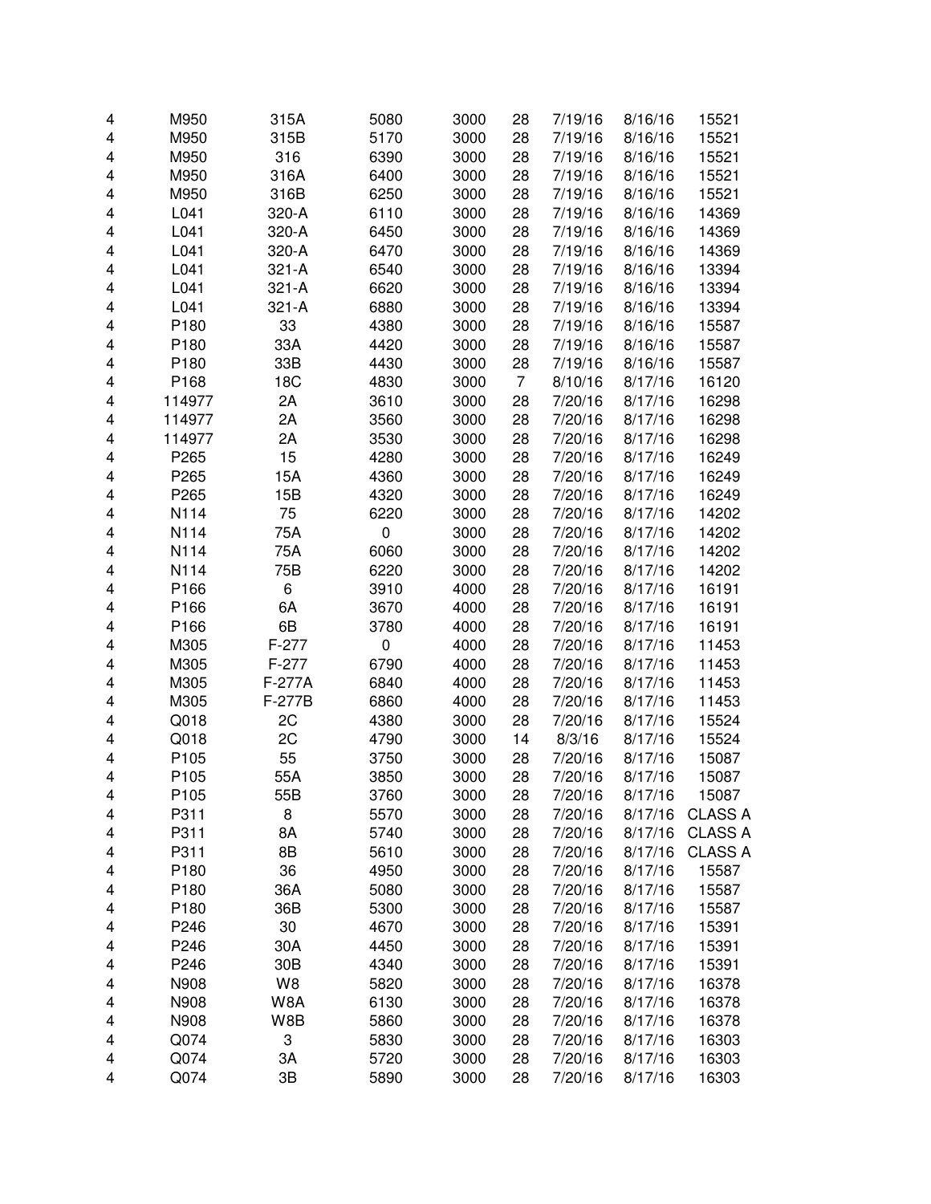| | | | | | | | | |
|---|---|---|---|---|---|---|---|---|
| 4 | M950 | 315A | 5080 | 3000 | 28 | 7/19/16 | 8/16/16 | 15521 |
| 4 | M950 | 315B | 5170 | 3000 | 28 | 7/19/16 | 8/16/16 | 15521 |
| 4 | M950 | 316 | 6390 | 3000 | 28 | 7/19/16 | 8/16/16 | 15521 |
| 4 | M950 | 316A | 6400 | 3000 | 28 | 7/19/16 | 8/16/16 | 15521 |
| 4 | M950 | 316B | 6250 | 3000 | 28 | 7/19/16 | 8/16/16 | 15521 |
| 4 | L041 | 320-A | 6110 | 3000 | 28 | 7/19/16 | 8/16/16 | 14369 |
| 4 | L041 | 320-A | 6450 | 3000 | 28 | 7/19/16 | 8/16/16 | 14369 |
| 4 | L041 | 320-A | 6470 | 3000 | 28 | 7/19/16 | 8/16/16 | 14369 |
| 4 | L041 | 321-A | 6540 | 3000 | 28 | 7/19/16 | 8/16/16 | 13394 |
| 4 | L041 | 321-A | 6620 | 3000 | 28 | 7/19/16 | 8/16/16 | 13394 |
| 4 | L041 | 321-A | 6880 | 3000 | 28 | 7/19/16 | 8/16/16 | 13394 |
| 4 | P180 | 33 | 4380 | 3000 | 28 | 7/19/16 | 8/16/16 | 15587 |
| 4 | P180 | 33A | 4420 | 3000 | 28 | 7/19/16 | 8/16/16 | 15587 |
| 4 | P180 | 33B | 4430 | 3000 | 28 | 7/19/16 | 8/16/16 | 15587 |
| 4 | P168 | 18C | 4830 | 3000 | 7 | 8/10/16 | 8/17/16 | 16120 |
| 4 | 114977 | 2A | 3610 | 3000 | 28 | 7/20/16 | 8/17/16 | 16298 |
| 4 | 114977 | 2A | 3560 | 3000 | 28 | 7/20/16 | 8/17/16 | 16298 |
| 4 | 114977 | 2A | 3530 | 3000 | 28 | 7/20/16 | 8/17/16 | 16298 |
| 4 | P265 | 15 | 4280 | 3000 | 28 | 7/20/16 | 8/17/16 | 16249 |
| 4 | P265 | 15A | 4360 | 3000 | 28 | 7/20/16 | 8/17/16 | 16249 |
| 4 | P265 | 15B | 4320 | 3000 | 28 | 7/20/16 | 8/17/16 | 16249 |
| 4 | N114 | 75 | 6220 | 3000 | 28 | 7/20/16 | 8/17/16 | 14202 |
| 4 | N114 | 75A | 0 | 3000 | 28 | 7/20/16 | 8/17/16 | 14202 |
| 4 | N114 | 75A | 6060 | 3000 | 28 | 7/20/16 | 8/17/16 | 14202 |
| 4 | N114 | 75B | 6220 | 3000 | 28 | 7/20/16 | 8/17/16 | 14202 |
| 4 | P166 | 6 | 3910 | 4000 | 28 | 7/20/16 | 8/17/16 | 16191 |
| 4 | P166 | 6A | 3670 | 4000 | 28 | 7/20/16 | 8/17/16 | 16191 |
| 4 | P166 | 6B | 3780 | 4000 | 28 | 7/20/16 | 8/17/16 | 16191 |
| 4 | M305 | F-277 | 0 | 4000 | 28 | 7/20/16 | 8/17/16 | 11453 |
| 4 | M305 | F-277 | 6790 | 4000 | 28 | 7/20/16 | 8/17/16 | 11453 |
| 4 | M305 | F-277A | 6840 | 4000 | 28 | 7/20/16 | 8/17/16 | 11453 |
| 4 | M305 | F-277B | 6860 | 4000 | 28 | 7/20/16 | 8/17/16 | 11453 |
| 4 | Q018 | 2C | 4380 | 3000 | 28 | 7/20/16 | 8/17/16 | 15524 |
| 4 | Q018 | 2C | 4790 | 3000 | 14 | 8/3/16 | 8/17/16 | 15524 |
| 4 | P105 | 55 | 3750 | 3000 | 28 | 7/20/16 | 8/17/16 | 15087 |
| 4 | P105 | 55A | 3850 | 3000 | 28 | 7/20/16 | 8/17/16 | 15087 |
| 4 | P105 | 55B | 3760 | 3000 | 28 | 7/20/16 | 8/17/16 | 15087 |
| 4 | P311 | 8 | 5570 | 3000 | 28 | 7/20/16 | 8/17/16 | CLASS A |
| 4 | P311 | 8A | 5740 | 3000 | 28 | 7/20/16 | 8/17/16 | CLASS A |
| 4 | P311 | 8B | 5610 | 3000 | 28 | 7/20/16 | 8/17/16 | CLASS A |
| 4 | P180 | 36 | 4950 | 3000 | 28 | 7/20/16 | 8/17/16 | 15587 |
| 4 | P180 | 36A | 5080 | 3000 | 28 | 7/20/16 | 8/17/16 | 15587 |
| 4 | P180 | 36B | 5300 | 3000 | 28 | 7/20/16 | 8/17/16 | 15587 |
| 4 | P246 | 30 | 4670 | 3000 | 28 | 7/20/16 | 8/17/16 | 15391 |
| 4 | P246 | 30A | 4450 | 3000 | 28 | 7/20/16 | 8/17/16 | 15391 |
| 4 | P246 | 30B | 4340 | 3000 | 28 | 7/20/16 | 8/17/16 | 15391 |
| 4 | N908 | W8 | 5820 | 3000 | 28 | 7/20/16 | 8/17/16 | 16378 |
| 4 | N908 | W8A | 6130 | 3000 | 28 | 7/20/16 | 8/17/16 | 16378 |
| 4 | N908 | W8B | 5860 | 3000 | 28 | 7/20/16 | 8/17/16 | 16378 |
| 4 | Q074 | 3 | 5830 | 3000 | 28 | 7/20/16 | 8/17/16 | 16303 |
| 4 | Q074 | 3A | 5720 | 3000 | 28 | 7/20/16 | 8/17/16 | 16303 |
| 4 | Q074 | 3B | 5890 | 3000 | 28 | 7/20/16 | 8/17/16 | 16303 |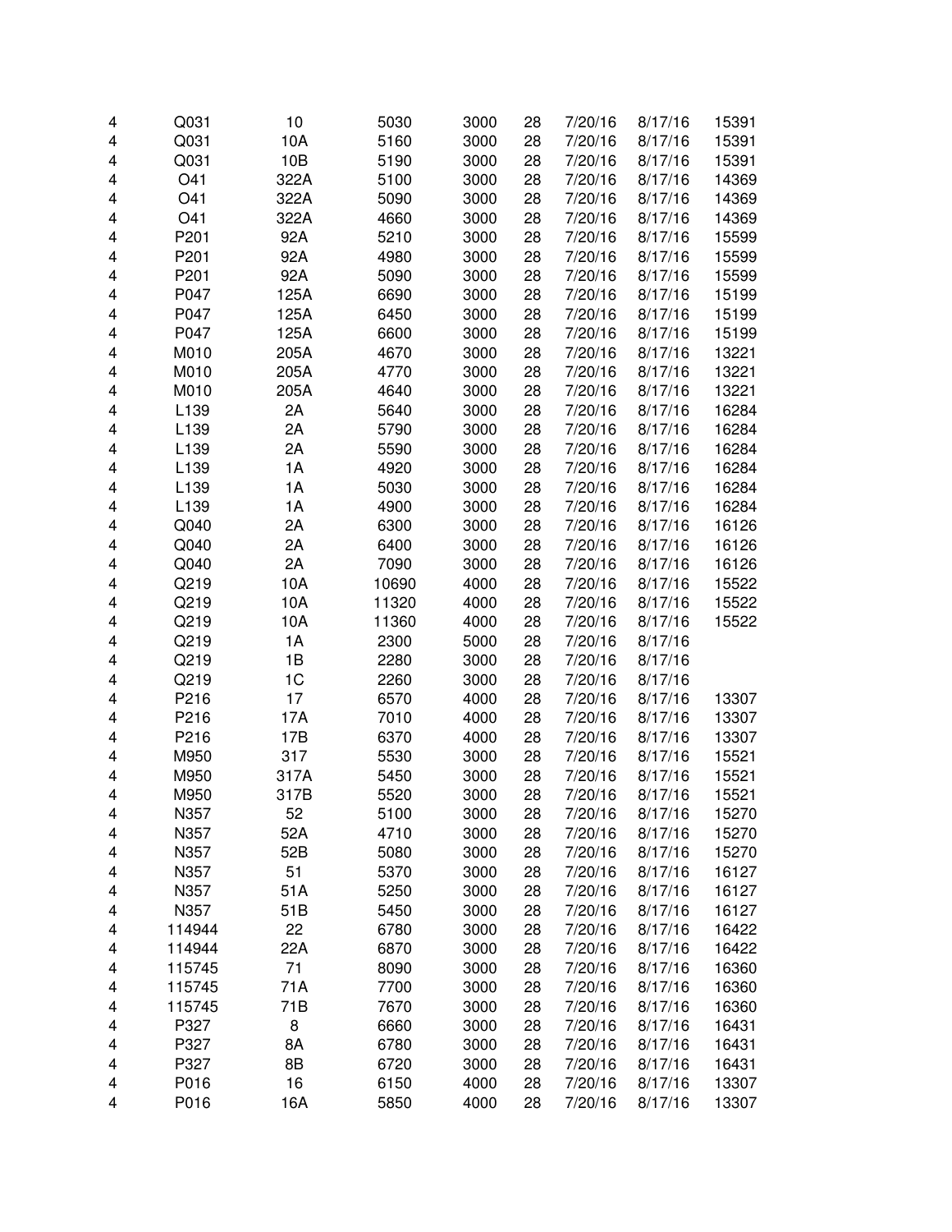| | | | | | | | | |
|---|---|---|---|---|---|---|---|---|
| 4 | Q031 | 10 | 5030 | 3000 | 28 | 7/20/16 | 8/17/16 | 15391 |
| 4 | Q031 | 10A | 5160 | 3000 | 28 | 7/20/16 | 8/17/16 | 15391 |
| 4 | Q031 | 10B | 5190 | 3000 | 28 | 7/20/16 | 8/17/16 | 15391 |
| 4 | O41 | 322A | 5100 | 3000 | 28 | 7/20/16 | 8/17/16 | 14369 |
| 4 | O41 | 322A | 5090 | 3000 | 28 | 7/20/16 | 8/17/16 | 14369 |
| 4 | O41 | 322A | 4660 | 3000 | 28 | 7/20/16 | 8/17/16 | 14369 |
| 4 | P201 | 92A | 5210 | 3000 | 28 | 7/20/16 | 8/17/16 | 15599 |
| 4 | P201 | 92A | 4980 | 3000 | 28 | 7/20/16 | 8/17/16 | 15599 |
| 4 | P201 | 92A | 5090 | 3000 | 28 | 7/20/16 | 8/17/16 | 15599 |
| 4 | P047 | 125A | 6690 | 3000 | 28 | 7/20/16 | 8/17/16 | 15199 |
| 4 | P047 | 125A | 6450 | 3000 | 28 | 7/20/16 | 8/17/16 | 15199 |
| 4 | P047 | 125A | 6600 | 3000 | 28 | 7/20/16 | 8/17/16 | 15199 |
| 4 | M010 | 205A | 4670 | 3000 | 28 | 7/20/16 | 8/17/16 | 13221 |
| 4 | M010 | 205A | 4770 | 3000 | 28 | 7/20/16 | 8/17/16 | 13221 |
| 4 | M010 | 205A | 4640 | 3000 | 28 | 7/20/16 | 8/17/16 | 13221 |
| 4 | L139 | 2A | 5640 | 3000 | 28 | 7/20/16 | 8/17/16 | 16284 |
| 4 | L139 | 2A | 5790 | 3000 | 28 | 7/20/16 | 8/17/16 | 16284 |
| 4 | L139 | 2A | 5590 | 3000 | 28 | 7/20/16 | 8/17/16 | 16284 |
| 4 | L139 | 1A | 4920 | 3000 | 28 | 7/20/16 | 8/17/16 | 16284 |
| 4 | L139 | 1A | 5030 | 3000 | 28 | 7/20/16 | 8/17/16 | 16284 |
| 4 | L139 | 1A | 4900 | 3000 | 28 | 7/20/16 | 8/17/16 | 16284 |
| 4 | Q040 | 2A | 6300 | 3000 | 28 | 7/20/16 | 8/17/16 | 16126 |
| 4 | Q040 | 2A | 6400 | 3000 | 28 | 7/20/16 | 8/17/16 | 16126 |
| 4 | Q040 | 2A | 7090 | 3000 | 28 | 7/20/16 | 8/17/16 | 16126 |
| 4 | Q219 | 10A | 10690 | 4000 | 28 | 7/20/16 | 8/17/16 | 15522 |
| 4 | Q219 | 10A | 11320 | 4000 | 28 | 7/20/16 | 8/17/16 | 15522 |
| 4 | Q219 | 10A | 11360 | 4000 | 28 | 7/20/16 | 8/17/16 | 15522 |
| 4 | Q219 | 1A | 2300 | 5000 | 28 | 7/20/16 | 8/17/16 | |
| 4 | Q219 | 1B | 2280 | 3000 | 28 | 7/20/16 | 8/17/16 | |
| 4 | Q219 | 1C | 2260 | 3000 | 28 | 7/20/16 | 8/17/16 | |
| 4 | P216 | 17 | 6570 | 4000 | 28 | 7/20/16 | 8/17/16 | 13307 |
| 4 | P216 | 17A | 7010 | 4000 | 28 | 7/20/16 | 8/17/16 | 13307 |
| 4 | P216 | 17B | 6370 | 4000 | 28 | 7/20/16 | 8/17/16 | 13307 |
| 4 | M950 | 317 | 5530 | 3000 | 28 | 7/20/16 | 8/17/16 | 15521 |
| 4 | M950 | 317A | 5450 | 3000 | 28 | 7/20/16 | 8/17/16 | 15521 |
| 4 | M950 | 317B | 5520 | 3000 | 28 | 7/20/16 | 8/17/16 | 15521 |
| 4 | N357 | 52 | 5100 | 3000 | 28 | 7/20/16 | 8/17/16 | 15270 |
| 4 | N357 | 52A | 4710 | 3000 | 28 | 7/20/16 | 8/17/16 | 15270 |
| 4 | N357 | 52B | 5080 | 3000 | 28 | 7/20/16 | 8/17/16 | 15270 |
| 4 | N357 | 51 | 5370 | 3000 | 28 | 7/20/16 | 8/17/16 | 16127 |
| 4 | N357 | 51A | 5250 | 3000 | 28 | 7/20/16 | 8/17/16 | 16127 |
| 4 | N357 | 51B | 5450 | 3000 | 28 | 7/20/16 | 8/17/16 | 16127 |
| 4 | 114944 | 22 | 6780 | 3000 | 28 | 7/20/16 | 8/17/16 | 16422 |
| 4 | 114944 | 22A | 6870 | 3000 | 28 | 7/20/16 | 8/17/16 | 16422 |
| 4 | 115745 | 71 | 8090 | 3000 | 28 | 7/20/16 | 8/17/16 | 16360 |
| 4 | 115745 | 71A | 7700 | 3000 | 28 | 7/20/16 | 8/17/16 | 16360 |
| 4 | 115745 | 71B | 7670 | 3000 | 28 | 7/20/16 | 8/17/16 | 16360 |
| 4 | P327 | 8 | 6660 | 3000 | 28 | 7/20/16 | 8/17/16 | 16431 |
| 4 | P327 | 8A | 6780 | 3000 | 28 | 7/20/16 | 8/17/16 | 16431 |
| 4 | P327 | 8B | 6720 | 3000 | 28 | 7/20/16 | 8/17/16 | 16431 |
| 4 | P016 | 16 | 6150 | 4000 | 28 | 7/20/16 | 8/17/16 | 13307 |
| 4 | P016 | 16A | 5850 | 4000 | 28 | 7/20/16 | 8/17/16 | 13307 |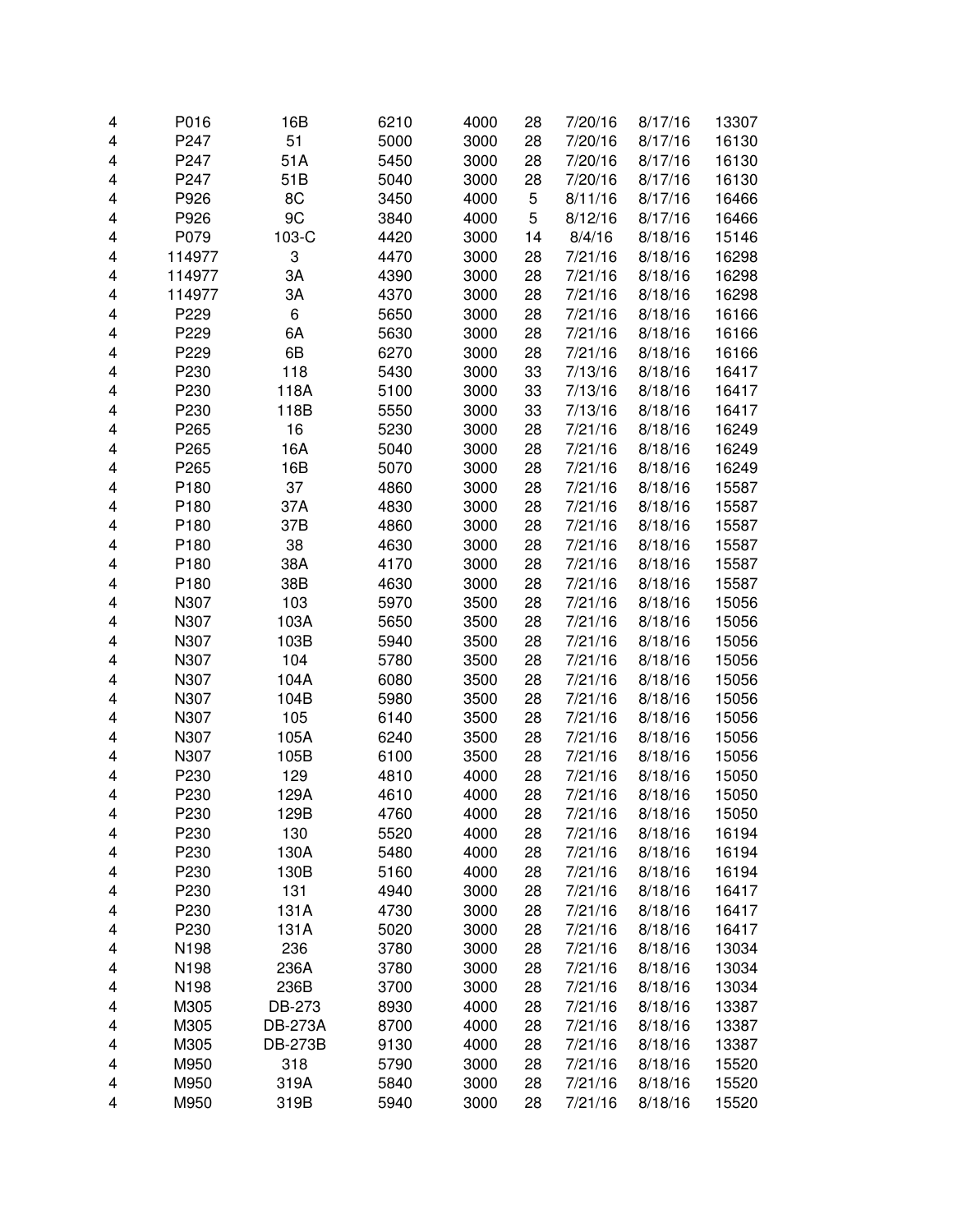| | | | | | | | | |
|---|---|---|---|---|---|---|---|---|
| 4 | P016 | 16B | 6210 | 4000 | 28 | 7/20/16 | 8/17/16 | 13307 |
| 4 | P247 | 51 | 5000 | 3000 | 28 | 7/20/16 | 8/17/16 | 16130 |
| 4 | P247 | 51A | 5450 | 3000 | 28 | 7/20/16 | 8/17/16 | 16130 |
| 4 | P247 | 51B | 5040 | 3000 | 28 | 7/20/16 | 8/17/16 | 16130 |
| 4 | P926 | 8C | 3450 | 4000 | 5 | 8/11/16 | 8/17/16 | 16466 |
| 4 | P926 | 9C | 3840 | 4000 | 5 | 8/12/16 | 8/17/16 | 16466 |
| 4 | P079 | 103-C | 4420 | 3000 | 14 | 8/4/16 | 8/18/16 | 15146 |
| 4 | 114977 | 3 | 4470 | 3000 | 28 | 7/21/16 | 8/18/16 | 16298 |
| 4 | 114977 | 3A | 4390 | 3000 | 28 | 7/21/16 | 8/18/16 | 16298 |
| 4 | 114977 | 3A | 4370 | 3000 | 28 | 7/21/16 | 8/18/16 | 16298 |
| 4 | P229 | 6 | 5650 | 3000 | 28 | 7/21/16 | 8/18/16 | 16166 |
| 4 | P229 | 6A | 5630 | 3000 | 28 | 7/21/16 | 8/18/16 | 16166 |
| 4 | P229 | 6B | 6270 | 3000 | 28 | 7/21/16 | 8/18/16 | 16166 |
| 4 | P230 | 118 | 5430 | 3000 | 33 | 7/13/16 | 8/18/16 | 16417 |
| 4 | P230 | 118A | 5100 | 3000 | 33 | 7/13/16 | 8/18/16 | 16417 |
| 4 | P230 | 118B | 5550 | 3000 | 33 | 7/13/16 | 8/18/16 | 16417 |
| 4 | P265 | 16 | 5230 | 3000 | 28 | 7/21/16 | 8/18/16 | 16249 |
| 4 | P265 | 16A | 5040 | 3000 | 28 | 7/21/16 | 8/18/16 | 16249 |
| 4 | P265 | 16B | 5070 | 3000 | 28 | 7/21/16 | 8/18/16 | 16249 |
| 4 | P180 | 37 | 4860 | 3000 | 28 | 7/21/16 | 8/18/16 | 15587 |
| 4 | P180 | 37A | 4830 | 3000 | 28 | 7/21/16 | 8/18/16 | 15587 |
| 4 | P180 | 37B | 4860 | 3000 | 28 | 7/21/16 | 8/18/16 | 15587 |
| 4 | P180 | 38 | 4630 | 3000 | 28 | 7/21/16 | 8/18/16 | 15587 |
| 4 | P180 | 38A | 4170 | 3000 | 28 | 7/21/16 | 8/18/16 | 15587 |
| 4 | P180 | 38B | 4630 | 3000 | 28 | 7/21/16 | 8/18/16 | 15587 |
| 4 | N307 | 103 | 5970 | 3500 | 28 | 7/21/16 | 8/18/16 | 15056 |
| 4 | N307 | 103A | 5650 | 3500 | 28 | 7/21/16 | 8/18/16 | 15056 |
| 4 | N307 | 103B | 5940 | 3500 | 28 | 7/21/16 | 8/18/16 | 15056 |
| 4 | N307 | 104 | 5780 | 3500 | 28 | 7/21/16 | 8/18/16 | 15056 |
| 4 | N307 | 104A | 6080 | 3500 | 28 | 7/21/16 | 8/18/16 | 15056 |
| 4 | N307 | 104B | 5980 | 3500 | 28 | 7/21/16 | 8/18/16 | 15056 |
| 4 | N307 | 105 | 6140 | 3500 | 28 | 7/21/16 | 8/18/16 | 15056 |
| 4 | N307 | 105A | 6240 | 3500 | 28 | 7/21/16 | 8/18/16 | 15056 |
| 4 | N307 | 105B | 6100 | 3500 | 28 | 7/21/16 | 8/18/16 | 15056 |
| 4 | P230 | 129 | 4810 | 4000 | 28 | 7/21/16 | 8/18/16 | 15050 |
| 4 | P230 | 129A | 4610 | 4000 | 28 | 7/21/16 | 8/18/16 | 15050 |
| 4 | P230 | 129B | 4760 | 4000 | 28 | 7/21/16 | 8/18/16 | 15050 |
| 4 | P230 | 130 | 5520 | 4000 | 28 | 7/21/16 | 8/18/16 | 16194 |
| 4 | P230 | 130A | 5480 | 4000 | 28 | 7/21/16 | 8/18/16 | 16194 |
| 4 | P230 | 130B | 5160 | 4000 | 28 | 7/21/16 | 8/18/16 | 16194 |
| 4 | P230 | 131 | 4940 | 3000 | 28 | 7/21/16 | 8/18/16 | 16417 |
| 4 | P230 | 131A | 4730 | 3000 | 28 | 7/21/16 | 8/18/16 | 16417 |
| 4 | P230 | 131A | 5020 | 3000 | 28 | 7/21/16 | 8/18/16 | 16417 |
| 4 | N198 | 236 | 3780 | 3000 | 28 | 7/21/16 | 8/18/16 | 13034 |
| 4 | N198 | 236A | 3780 | 3000 | 28 | 7/21/16 | 8/18/16 | 13034 |
| 4 | N198 | 236B | 3700 | 3000 | 28 | 7/21/16 | 8/18/16 | 13034 |
| 4 | M305 | DB-273 | 8930 | 4000 | 28 | 7/21/16 | 8/18/16 | 13387 |
| 4 | M305 | DB-273A | 8700 | 4000 | 28 | 7/21/16 | 8/18/16 | 13387 |
| 4 | M305 | DB-273B | 9130 | 4000 | 28 | 7/21/16 | 8/18/16 | 13387 |
| 4 | M950 | 318 | 5790 | 3000 | 28 | 7/21/16 | 8/18/16 | 15520 |
| 4 | M950 | 319A | 5840 | 3000 | 28 | 7/21/16 | 8/18/16 | 15520 |
| 4 | M950 | 319B | 5940 | 3000 | 28 | 7/21/16 | 8/18/16 | 15520 |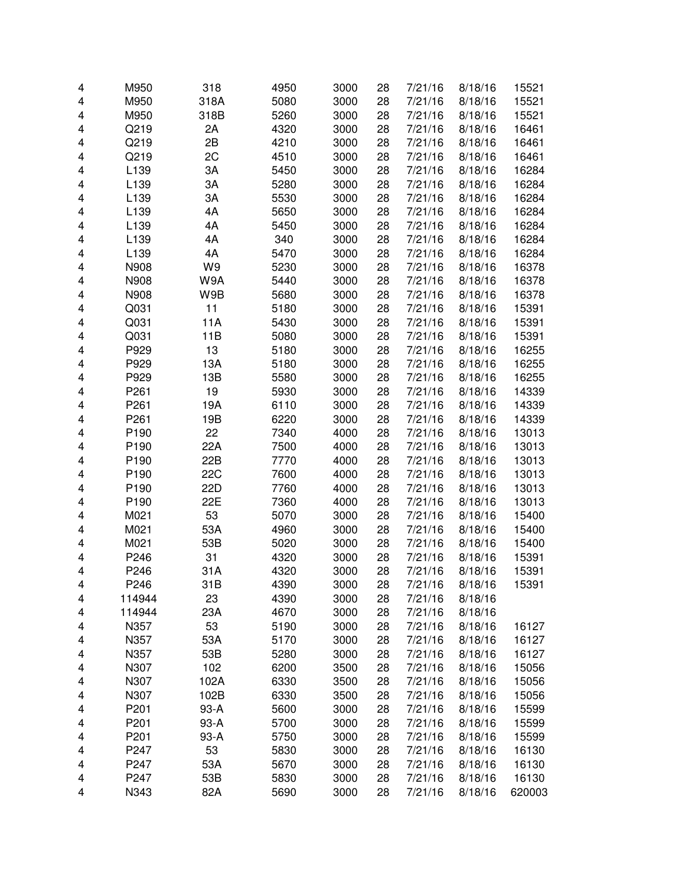| | | | | | | | | |
|---|---|---|---|---|---|---|---|---|
| 4 | M950 | 318 | 4950 | 3000 | 28 | 7/21/16 | 8/18/16 | 15521 |
| 4 | M950 | 318A | 5080 | 3000 | 28 | 7/21/16 | 8/18/16 | 15521 |
| 4 | M950 | 318B | 5260 | 3000 | 28 | 7/21/16 | 8/18/16 | 15521 |
| 4 | Q219 | 2A | 4320 | 3000 | 28 | 7/21/16 | 8/18/16 | 16461 |
| 4 | Q219 | 2B | 4210 | 3000 | 28 | 7/21/16 | 8/18/16 | 16461 |
| 4 | Q219 | 2C | 4510 | 3000 | 28 | 7/21/16 | 8/18/16 | 16461 |
| 4 | L139 | 3A | 5450 | 3000 | 28 | 7/21/16 | 8/18/16 | 16284 |
| 4 | L139 | 3A | 5280 | 3000 | 28 | 7/21/16 | 8/18/16 | 16284 |
| 4 | L139 | 3A | 5530 | 3000 | 28 | 7/21/16 | 8/18/16 | 16284 |
| 4 | L139 | 4A | 5650 | 3000 | 28 | 7/21/16 | 8/18/16 | 16284 |
| 4 | L139 | 4A | 5450 | 3000 | 28 | 7/21/16 | 8/18/16 | 16284 |
| 4 | L139 | 4A | 340 | 3000 | 28 | 7/21/16 | 8/18/16 | 16284 |
| 4 | L139 | 4A | 5470 | 3000 | 28 | 7/21/16 | 8/18/16 | 16284 |
| 4 | N908 | W9 | 5230 | 3000 | 28 | 7/21/16 | 8/18/16 | 16378 |
| 4 | N908 | W9A | 5440 | 3000 | 28 | 7/21/16 | 8/18/16 | 16378 |
| 4 | N908 | W9B | 5680 | 3000 | 28 | 7/21/16 | 8/18/16 | 16378 |
| 4 | Q031 | 11 | 5180 | 3000 | 28 | 7/21/16 | 8/18/16 | 15391 |
| 4 | Q031 | 11A | 5430 | 3000 | 28 | 7/21/16 | 8/18/16 | 15391 |
| 4 | Q031 | 11B | 5080 | 3000 | 28 | 7/21/16 | 8/18/16 | 15391 |
| 4 | P929 | 13 | 5180 | 3000 | 28 | 7/21/16 | 8/18/16 | 16255 |
| 4 | P929 | 13A | 5180 | 3000 | 28 | 7/21/16 | 8/18/16 | 16255 |
| 4 | P929 | 13B | 5580 | 3000 | 28 | 7/21/16 | 8/18/16 | 16255 |
| 4 | P261 | 19 | 5930 | 3000 | 28 | 7/21/16 | 8/18/16 | 14339 |
| 4 | P261 | 19A | 6110 | 3000 | 28 | 7/21/16 | 8/18/16 | 14339 |
| 4 | P261 | 19B | 6220 | 3000 | 28 | 7/21/16 | 8/18/16 | 14339 |
| 4 | P190 | 22 | 7340 | 4000 | 28 | 7/21/16 | 8/18/16 | 13013 |
| 4 | P190 | 22A | 7500 | 4000 | 28 | 7/21/16 | 8/18/16 | 13013 |
| 4 | P190 | 22B | 7770 | 4000 | 28 | 7/21/16 | 8/18/16 | 13013 |
| 4 | P190 | 22C | 7600 | 4000 | 28 | 7/21/16 | 8/18/16 | 13013 |
| 4 | P190 | 22D | 7760 | 4000 | 28 | 7/21/16 | 8/18/16 | 13013 |
| 4 | P190 | 22E | 7360 | 4000 | 28 | 7/21/16 | 8/18/16 | 13013 |
| 4 | M021 | 53 | 5070 | 3000 | 28 | 7/21/16 | 8/18/16 | 15400 |
| 4 | M021 | 53A | 4960 | 3000 | 28 | 7/21/16 | 8/18/16 | 15400 |
| 4 | M021 | 53B | 5020 | 3000 | 28 | 7/21/16 | 8/18/16 | 15400 |
| 4 | P246 | 31 | 4320 | 3000 | 28 | 7/21/16 | 8/18/16 | 15391 |
| 4 | P246 | 31A | 4320 | 3000 | 28 | 7/21/16 | 8/18/16 | 15391 |
| 4 | P246 | 31B | 4390 | 3000 | 28 | 7/21/16 | 8/18/16 | 15391 |
| 4 | 114944 | 23 | 4390 | 3000 | 28 | 7/21/16 | 8/18/16 | |
| 4 | 114944 | 23A | 4670 | 3000 | 28 | 7/21/16 | 8/18/16 | |
| 4 | N357 | 53 | 5190 | 3000 | 28 | 7/21/16 | 8/18/16 | 16127 |
| 4 | N357 | 53A | 5170 | 3000 | 28 | 7/21/16 | 8/18/16 | 16127 |
| 4 | N357 | 53B | 5280 | 3000 | 28 | 7/21/16 | 8/18/16 | 16127 |
| 4 | N307 | 102 | 6200 | 3500 | 28 | 7/21/16 | 8/18/16 | 15056 |
| 4 | N307 | 102A | 6330 | 3500 | 28 | 7/21/16 | 8/18/16 | 15056 |
| 4 | N307 | 102B | 6330 | 3500 | 28 | 7/21/16 | 8/18/16 | 15056 |
| 4 | P201 | 93-A | 5600 | 3000 | 28 | 7/21/16 | 8/18/16 | 15599 |
| 4 | P201 | 93-A | 5700 | 3000 | 28 | 7/21/16 | 8/18/16 | 15599 |
| 4 | P201 | 93-A | 5750 | 3000 | 28 | 7/21/16 | 8/18/16 | 15599 |
| 4 | P247 | 53 | 5830 | 3000 | 28 | 7/21/16 | 8/18/16 | 16130 |
| 4 | P247 | 53A | 5670 | 3000 | 28 | 7/21/16 | 8/18/16 | 16130 |
| 4 | P247 | 53B | 5830 | 3000 | 28 | 7/21/16 | 8/18/16 | 16130 |
| 4 | N343 | 82A | 5690 | 3000 | 28 | 7/21/16 | 8/18/16 | 620003 |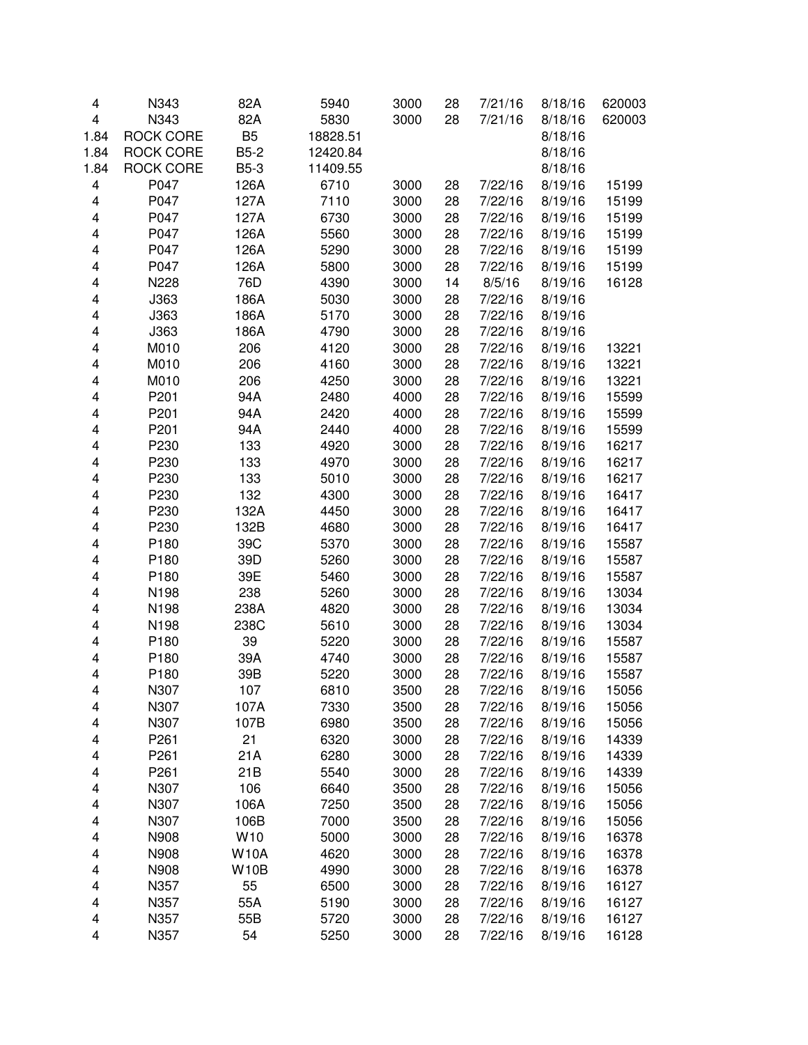| | | | | | | | | |
|---|---|---|---|---|---|---|---|---|
| 4 | N343 | 82A | 5940 | 3000 | 28 | 7/21/16 | 8/18/16 | 620003 |
| 4 | N343 | 82A | 5830 | 3000 | 28 | 7/21/16 | 8/18/16 | 620003 |
| 1.84 | ROCK CORE | B5 | 18828.51 | | | | 8/18/16 | |
| 1.84 | ROCK CORE | B5-2 | 12420.84 | | | | 8/18/16 | |
| 1.84 | ROCK CORE | B5-3 | 11409.55 | | | | 8/18/16 | |
| 4 | P047 | 126A | 6710 | 3000 | 28 | 7/22/16 | 8/19/16 | 15199 |
| 4 | P047 | 127A | 7110 | 3000 | 28 | 7/22/16 | 8/19/16 | 15199 |
| 4 | P047 | 127A | 6730 | 3000 | 28 | 7/22/16 | 8/19/16 | 15199 |
| 4 | P047 | 126A | 5560 | 3000 | 28 | 7/22/16 | 8/19/16 | 15199 |
| 4 | P047 | 126A | 5290 | 3000 | 28 | 7/22/16 | 8/19/16 | 15199 |
| 4 | P047 | 126A | 5800 | 3000 | 28 | 7/22/16 | 8/19/16 | 15199 |
| 4 | N228 | 76D | 4390 | 3000 | 14 | 8/5/16 | 8/19/16 | 16128 |
| 4 | J363 | 186A | 5030 | 3000 | 28 | 7/22/16 | 8/19/16 | |
| 4 | J363 | 186A | 5170 | 3000 | 28 | 7/22/16 | 8/19/16 | |
| 4 | J363 | 186A | 4790 | 3000 | 28 | 7/22/16 | 8/19/16 | |
| 4 | M010 | 206 | 4120 | 3000 | 28 | 7/22/16 | 8/19/16 | 13221 |
| 4 | M010 | 206 | 4160 | 3000 | 28 | 7/22/16 | 8/19/16 | 13221 |
| 4 | M010 | 206 | 4250 | 3000 | 28 | 7/22/16 | 8/19/16 | 13221 |
| 4 | P201 | 94A | 2480 | 4000 | 28 | 7/22/16 | 8/19/16 | 15599 |
| 4 | P201 | 94A | 2420 | 4000 | 28 | 7/22/16 | 8/19/16 | 15599 |
| 4 | P201 | 94A | 2440 | 4000 | 28 | 7/22/16 | 8/19/16 | 15599 |
| 4 | P230 | 133 | 4920 | 3000 | 28 | 7/22/16 | 8/19/16 | 16217 |
| 4 | P230 | 133 | 4970 | 3000 | 28 | 7/22/16 | 8/19/16 | 16217 |
| 4 | P230 | 133 | 5010 | 3000 | 28 | 7/22/16 | 8/19/16 | 16217 |
| 4 | P230 | 132 | 4300 | 3000 | 28 | 7/22/16 | 8/19/16 | 16417 |
| 4 | P230 | 132A | 4450 | 3000 | 28 | 7/22/16 | 8/19/16 | 16417 |
| 4 | P230 | 132B | 4680 | 3000 | 28 | 7/22/16 | 8/19/16 | 16417 |
| 4 | P180 | 39C | 5370 | 3000 | 28 | 7/22/16 | 8/19/16 | 15587 |
| 4 | P180 | 39D | 5260 | 3000 | 28 | 7/22/16 | 8/19/16 | 15587 |
| 4 | P180 | 39E | 5460 | 3000 | 28 | 7/22/16 | 8/19/16 | 15587 |
| 4 | N198 | 238 | 5260 | 3000 | 28 | 7/22/16 | 8/19/16 | 13034 |
| 4 | N198 | 238A | 4820 | 3000 | 28 | 7/22/16 | 8/19/16 | 13034 |
| 4 | N198 | 238C | 5610 | 3000 | 28 | 7/22/16 | 8/19/16 | 13034 |
| 4 | P180 | 39 | 5220 | 3000 | 28 | 7/22/16 | 8/19/16 | 15587 |
| 4 | P180 | 39A | 4740 | 3000 | 28 | 7/22/16 | 8/19/16 | 15587 |
| 4 | P180 | 39B | 5220 | 3000 | 28 | 7/22/16 | 8/19/16 | 15587 |
| 4 | N307 | 107 | 6810 | 3500 | 28 | 7/22/16 | 8/19/16 | 15056 |
| 4 | N307 | 107A | 7330 | 3500 | 28 | 7/22/16 | 8/19/16 | 15056 |
| 4 | N307 | 107B | 6980 | 3500 | 28 | 7/22/16 | 8/19/16 | 15056 |
| 4 | P261 | 21 | 6320 | 3000 | 28 | 7/22/16 | 8/19/16 | 14339 |
| 4 | P261 | 21A | 6280 | 3000 | 28 | 7/22/16 | 8/19/16 | 14339 |
| 4 | P261 | 21B | 5540 | 3000 | 28 | 7/22/16 | 8/19/16 | 14339 |
| 4 | N307 | 106 | 6640 | 3500 | 28 | 7/22/16 | 8/19/16 | 15056 |
| 4 | N307 | 106A | 7250 | 3500 | 28 | 7/22/16 | 8/19/16 | 15056 |
| 4 | N307 | 106B | 7000 | 3500 | 28 | 7/22/16 | 8/19/16 | 15056 |
| 4 | N908 | W10 | 5000 | 3000 | 28 | 7/22/16 | 8/19/16 | 16378 |
| 4 | N908 | W10A | 4620 | 3000 | 28 | 7/22/16 | 8/19/16 | 16378 |
| 4 | N908 | W10B | 4990 | 3000 | 28 | 7/22/16 | 8/19/16 | 16378 |
| 4 | N357 | 55 | 6500 | 3000 | 28 | 7/22/16 | 8/19/16 | 16127 |
| 4 | N357 | 55A | 5190 | 3000 | 28 | 7/22/16 | 8/19/16 | 16127 |
| 4 | N357 | 55B | 5720 | 3000 | 28 | 7/22/16 | 8/19/16 | 16127 |
| 4 | N357 | 54 | 5250 | 3000 | 28 | 7/22/16 | 8/19/16 | 16128 |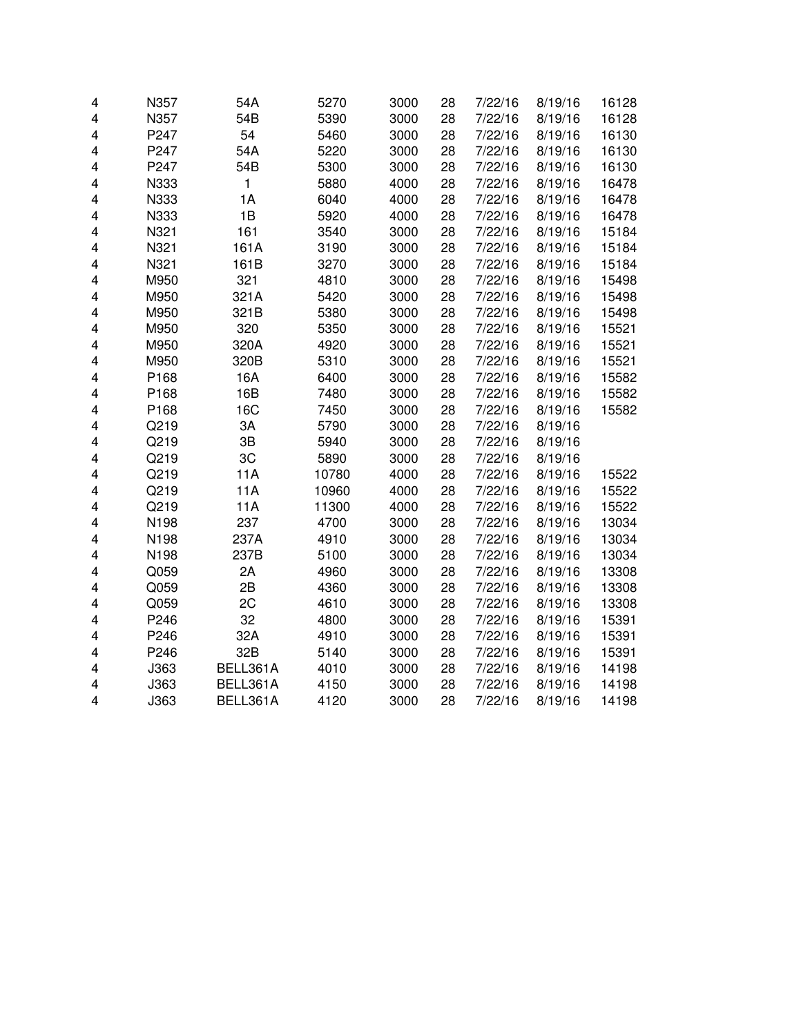| | | | | | | | | |
|---|---|---|---|---|---|---|---|---|
| 4 | N357 | 54A | 5270 | 3000 | 28 | 7/22/16 | 8/19/16 | 16128 |
| 4 | N357 | 54B | 5390 | 3000 | 28 | 7/22/16 | 8/19/16 | 16128 |
| 4 | P247 | 54 | 5460 | 3000 | 28 | 7/22/16 | 8/19/16 | 16130 |
| 4 | P247 | 54A | 5220 | 3000 | 28 | 7/22/16 | 8/19/16 | 16130 |
| 4 | P247 | 54B | 5300 | 3000 | 28 | 7/22/16 | 8/19/16 | 16130 |
| 4 | N333 | 1 | 5880 | 4000 | 28 | 7/22/16 | 8/19/16 | 16478 |
| 4 | N333 | 1A | 6040 | 4000 | 28 | 7/22/16 | 8/19/16 | 16478 |
| 4 | N333 | 1B | 5920 | 4000 | 28 | 7/22/16 | 8/19/16 | 16478 |
| 4 | N321 | 161 | 3540 | 3000 | 28 | 7/22/16 | 8/19/16 | 15184 |
| 4 | N321 | 161A | 3190 | 3000 | 28 | 7/22/16 | 8/19/16 | 15184 |
| 4 | N321 | 161B | 3270 | 3000 | 28 | 7/22/16 | 8/19/16 | 15184 |
| 4 | M950 | 321 | 4810 | 3000 | 28 | 7/22/16 | 8/19/16 | 15498 |
| 4 | M950 | 321A | 5420 | 3000 | 28 | 7/22/16 | 8/19/16 | 15498 |
| 4 | M950 | 321B | 5380 | 3000 | 28 | 7/22/16 | 8/19/16 | 15498 |
| 4 | M950 | 320 | 5350 | 3000 | 28 | 7/22/16 | 8/19/16 | 15521 |
| 4 | M950 | 320A | 4920 | 3000 | 28 | 7/22/16 | 8/19/16 | 15521 |
| 4 | M950 | 320B | 5310 | 3000 | 28 | 7/22/16 | 8/19/16 | 15521 |
| 4 | P168 | 16A | 6400 | 3000 | 28 | 7/22/16 | 8/19/16 | 15582 |
| 4 | P168 | 16B | 7480 | 3000 | 28 | 7/22/16 | 8/19/16 | 15582 |
| 4 | P168 | 16C | 7450 | 3000 | 28 | 7/22/16 | 8/19/16 | 15582 |
| 4 | Q219 | 3A | 5790 | 3000 | 28 | 7/22/16 | 8/19/16 | |
| 4 | Q219 | 3B | 5940 | 3000 | 28 | 7/22/16 | 8/19/16 | |
| 4 | Q219 | 3C | 5890 | 3000 | 28 | 7/22/16 | 8/19/16 | |
| 4 | Q219 | 11A | 10780 | 4000 | 28 | 7/22/16 | 8/19/16 | 15522 |
| 4 | Q219 | 11A | 10960 | 4000 | 28 | 7/22/16 | 8/19/16 | 15522 |
| 4 | Q219 | 11A | 11300 | 4000 | 28 | 7/22/16 | 8/19/16 | 15522 |
| 4 | N198 | 237 | 4700 | 3000 | 28 | 7/22/16 | 8/19/16 | 13034 |
| 4 | N198 | 237A | 4910 | 3000 | 28 | 7/22/16 | 8/19/16 | 13034 |
| 4 | N198 | 237B | 5100 | 3000 | 28 | 7/22/16 | 8/19/16 | 13034 |
| 4 | Q059 | 2A | 4960 | 3000 | 28 | 7/22/16 | 8/19/16 | 13308 |
| 4 | Q059 | 2B | 4360 | 3000 | 28 | 7/22/16 | 8/19/16 | 13308 |
| 4 | Q059 | 2C | 4610 | 3000 | 28 | 7/22/16 | 8/19/16 | 13308 |
| 4 | P246 | 32 | 4800 | 3000 | 28 | 7/22/16 | 8/19/16 | 15391 |
| 4 | P246 | 32A | 4910 | 3000 | 28 | 7/22/16 | 8/19/16 | 15391 |
| 4 | P246 | 32B | 5140 | 3000 | 28 | 7/22/16 | 8/19/16 | 15391 |
| 4 | J363 | BELL361A | 4010 | 3000 | 28 | 7/22/16 | 8/19/16 | 14198 |
| 4 | J363 | BELL361A | 4150 | 3000 | 28 | 7/22/16 | 8/19/16 | 14198 |
| 4 | J363 | BELL361A | 4120 | 3000 | 28 | 7/22/16 | 8/19/16 | 14198 |